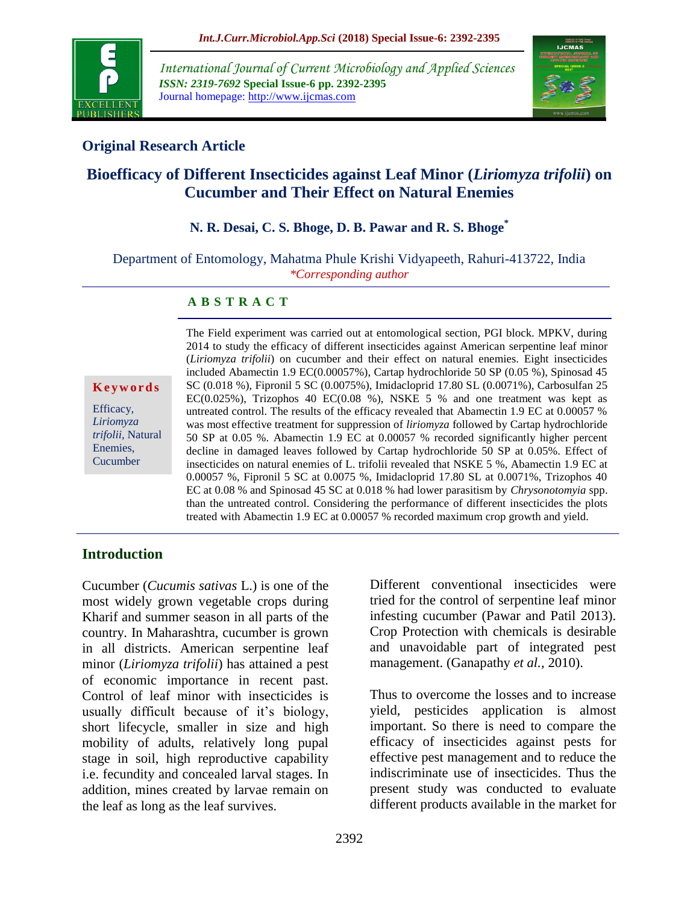## Original Research Article

# Bioefficacy of Different Insecticides against Leaf Minor (*Liriomyza trifolii*) on Cucumber and Their Effect on Natural Enemies

**N. R. Desai, C. S. Bhoge, D. B. Pawar and R. S. Bhoge***

Department of Entomology, Mahatma Phule Krishi Vidyapeeth, Rahuri-413722, India
*\*Corresponding author*

### A B S T R A C T

**Keywords**

Efficacy, *Liriomyza trifolii*, Natural Enemies, Cucumber

The Field experiment was carried out at entomological section, PGI block. MPKV, during 2014 to study the efficacy of different insecticides against American serpentine leaf minor (*Liriomyza trifolii*) on cucumber and their effect on natural enemies. Eight insecticides included Abamectin 1.9 EC(0.00057%), Cartap hydrochloride 50 SP (0.05 %), Spinosad 45 SC (0.018 %), Fipronil 5 SC (0.0075%), Imidacloprid 17.80 SL (0.0071%), Carbosulfan 25 EC(0.025%), Trizophos 40 EC(0.08 %), NSKE 5 % and one treatment was kept as untreated control. The results of the efficacy revealed that Abamectin 1.9 EC at 0.00057 % was most effective treatment for suppression of *liriomyza* followed by Cartap hydrochloride 50 SP at 0.05 %. Abamectin 1.9 EC at 0.00057 % recorded significantly higher percent decline in damaged leaves followed by Cartap hydrochloride 50 SP at 0.05%. Effect of insecticides on natural enemies of L. trifolii revealed that NSKE 5 %, Abamectin 1.9 EC at 0.00057 %, Fipronil 5 SC at 0.0075 %, Imidacloprid 17.80 SL at 0.0071%, Trizophos 40 EC at 0.08 % and Spinosad 45 SC at 0.018 % had lower parasitism by *Chrysonotomyia* spp. than the untreated control. Considering the performance of different insecticides the plots treated with Abamectin 1.9 EC at 0.00057 % recorded maximum crop growth and yield.

## Introduction

Cucumber (*Cucumis sativas* L.) is one of the most widely grown vegetable crops during Kharif and summer season in all parts of the country. In Maharashtra, cucumber is grown in all districts. American serpentine leaf minor (*Liriomyza trifolii*) has attained a pest of economic importance in recent past. Control of leaf minor with insecticides is usually difficult because of it's biology, short lifecycle, smaller in size and high mobility of adults, relatively long pupal stage in soil, high reproductive capability i.e. fecundity and concealed larval stages. In addition, mines created by larvae remain on the leaf as long as the leaf survives.

Different conventional insecticides were tried for the control of serpentine leaf minor infesting cucumber (Pawar and Patil 2013). Crop Protection with chemicals is desirable and unavoidable part of integrated pest management. (Ganapathy *et al.,* 2010).

Thus to overcome the losses and to increase yield, pesticides application is almost important. So there is need to compare the efficacy of insecticides against pests for effective pest management and to reduce the indiscriminate use of insecticides. Thus the present study was conducted to evaluate different products available in the market for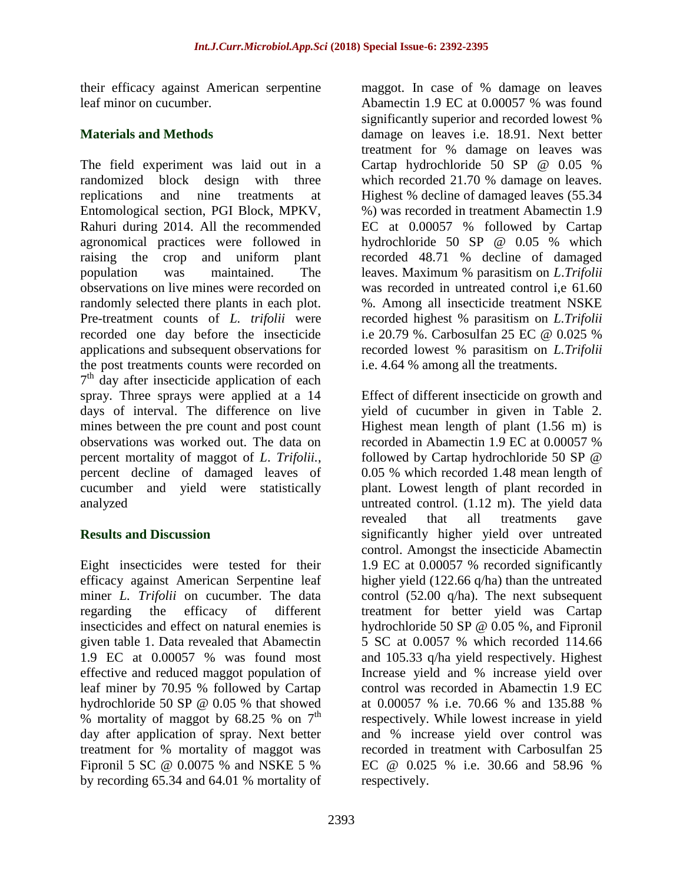their efficacy against American serpentine leaf minor on cucumber.

## Materials and Methods

The field experiment was laid out in a randomized block design with three replications and nine treatments at Entomological section, PGI Block, MPKV, Rahuri during 2014. All the recommended agronomical practices were followed in raising the crop and uniform plant population was maintained. The observations on live mines were recorded on randomly selected there plants in each plot. Pre-treatment counts of *L. trifolii* were recorded one day before the insecticide applications and subsequent observations for the post treatments counts were recorded on 7$^{th}$ day after insecticide application of each spray. Three sprays were applied at a 14 days of interval. The difference on live mines between the pre count and post count observations was worked out. The data on percent mortality of maggot of *L. Trifolii.*, percent decline of damaged leaves of cucumber and yield were statistically analyzed

## Results and Discussion

Eight insecticides were tested for their efficacy against American Serpentine leaf miner *L. Trifolii* on cucumber. The data regarding the efficacy of different insecticides and effect on natural enemies is given table 1. Data revealed that Abamectin 1.9 EC at 0.00057 % was found most effective and reduced maggot population of leaf miner by 70.95 % followed by Cartap hydrochloride 50 SP @ 0.05 % that showed % mortality of maggot by 68.25 % on 7$^{th}$ day after application of spray. Next better treatment for % mortality of maggot was Fipronil 5 SC @ 0.0075 % and NSKE 5 % by recording 65.34 and 64.01 % mortality of maggot. In case of % damage on leaves Abamectin 1.9 EC at 0.00057 % was found significantly superior and recorded lowest % damage on leaves i.e. 18.91. Next better treatment for % damage on leaves was Cartap hydrochloride 50 SP @ 0.05 % which recorded 21.70 % damage on leaves. Highest % decline of damaged leaves (55.34 %) was recorded in treatment Abamectin 1.9 EC at 0.00057 % followed by Cartap hydrochloride 50 SP @ 0.05 % which recorded 48.71 % decline of damaged leaves. Maximum % parasitism on *L.Trifolii* was recorded in untreated control i,e 61.60 %. Among all insecticide treatment NSKE recorded highest % parasitism on *L.Trifolii* i.e 20.79 %. Carbosulfan 25 EC @ 0.025 % recorded lowest % parasitism on *L.Trifolii* i.e. 4.64 % among all the treatments.

Effect of different insecticide on growth and yield of cucumber in given in Table 2. Highest mean length of plant (1.56 m) is recorded in Abamectin 1.9 EC at 0.00057 % followed by Cartap hydrochloride 50 SP @ 0.05 % which recorded 1.48 mean length of plant. Lowest length of plant recorded in untreated control. (1.12 m). The yield data revealed that all treatments gave significantly higher yield over untreated control. Amongst the insecticide Abamectin 1.9 EC at 0.00057 % recorded significantly higher yield (122.66 q/ha) than the untreated control (52.00 q/ha). The next subsequent treatment for better yield was Cartap hydrochloride 50 SP @ 0.05 %, and Fipronil 5 SC at 0.0057 % which recorded 114.66 and 105.33 q/ha yield respectively. Highest Increase yield and % increase yield over control was recorded in Abamectin 1.9 EC at 0.00057 % i.e. 70.66 % and 135.88 % respectively. While lowest increase in yield and % increase yield over control was recorded in treatment with Carbosulfan 25 EC @ 0.025 % i.e. 30.66 and 58.96 % respectively.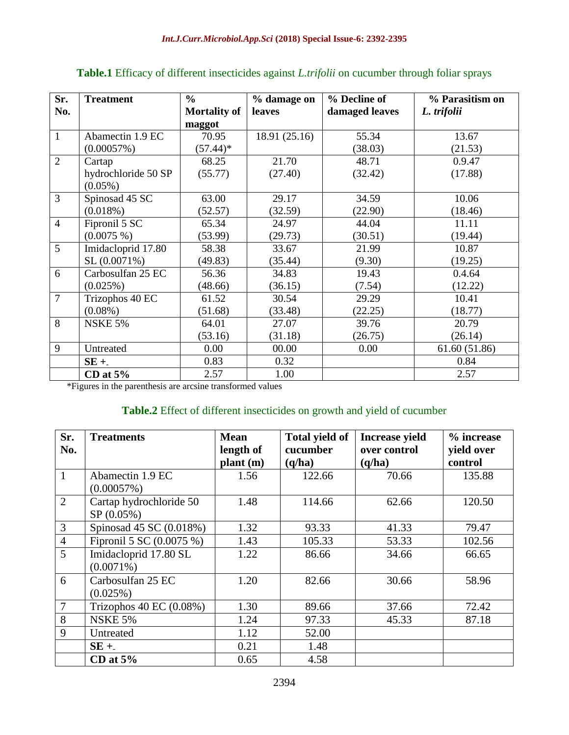**Table.1** Efficacy of different insecticides against *L.trifolii* on cucumber through foliar sprays

| Sr. No. | Treatment | % Mortality of maggot | % damage on leaves | % Decline of damaged leaves | % Parasitism on *L. trifolii* |
|---|---|---|---|---|---|
| 1 | Abamectin 1.9 EC (0.00057%) | 70.95 (57.44)* | 18.91 (25.16) | 55.34 (38.03) | 13.67 (21.53) |
| 2 | Cartap hydrochloride 50 SP (0.05%) | 68.25 (55.77) | 21.70 (27.40) | 48.71 (32.42) | 0.9.47 (17.88) |
| 3 | Spinosad 45 SC (0.018%) | 63.00 (52.57) | 29.17 (32.59) | 34.59 (22.90) | 10.06 (18.46) |
| 4 | Fipronil 5 SC (0.0075 %) | 65.34 (53.99) | 24.97 (29.73) | 44.04 (30.51) | 11.11 (19.44) |
| 5 | Imidacloprid 17.80 SL (0.0071%) | 58.38 (49.83) | 33.67 (35.44) | 21.99 (9.30) | 10.87 (19.25) |
| 6 | Carbosulfan 25 EC (0.025%) | 56.36 (48.66) | 34.83 (36.15) | 19.43 (7.54) | 0.4.64 (12.22) |
| 7 | Trizophos 40 EC (0.08%) | 61.52 (51.68) | 30.54 (33.48) | 29.29 (22.25) | 10.41 (18.77) |
| 8 | NSKE 5% | 64.01 (53.16) | 27.07 (31.18) | 39.76 (26.75) | 20.79 (26.14) |
| 9 | Untreated | 0.00 | 00.00 | 0.00 | 61.60 (51.86) |
| | **SE +-** | 0.83 | 0.32 | | 0.84 |
| | **CD at 5%** | 2.57 | 1.00 | | 2.57 |

*Figures in the parenthesis are arcsine transformed values

**Table.2** Effect of different insecticides on growth and yield of cucumber

| Sr. No. | Treatments | Mean length of plant (m) | Total yield of cucumber (q/ha) | Increase yield over control (q/ha) | % increase yield over control |
|---|---|---|---|---|---|
| 1 | Abamectin 1.9 EC (0.00057%) | 1.56 | 122.66 | 70.66 | 135.88 |
| 2 | Cartap hydrochloride 50 SP (0.05%) | 1.48 | 114.66 | 62.66 | 120.50 |
| 3 | Spinosad 45 SC (0.018%) | 1.32 | 93.33 | 41.33 | 79.47 |
| 4 | Fipronil 5 SC (0.0075 %) | 1.43 | 105.33 | 53.33 | 102.56 |
| 5 | Imidacloprid 17.80 SL (0.0071%) | 1.22 | 86.66 | 34.66 | 66.65 |
| 6 | Carbosulfan 25 EC (0.025%) | 1.20 | 82.66 | 30.66 | 58.96 |
| 7 | Trizophos 40 EC (0.08%) | 1.30 | 89.66 | 37.66 | 72.42 |
| 8 | NSKE 5% | 1.24 | 97.33 | 45.33 | 87.18 |
| 9 | Untreated | 1.12 | 52.00 | | |
| | **SE +-** | 0.21 | 1.48 | | |
| | **CD at 5%** | 0.65 | 4.58 | | |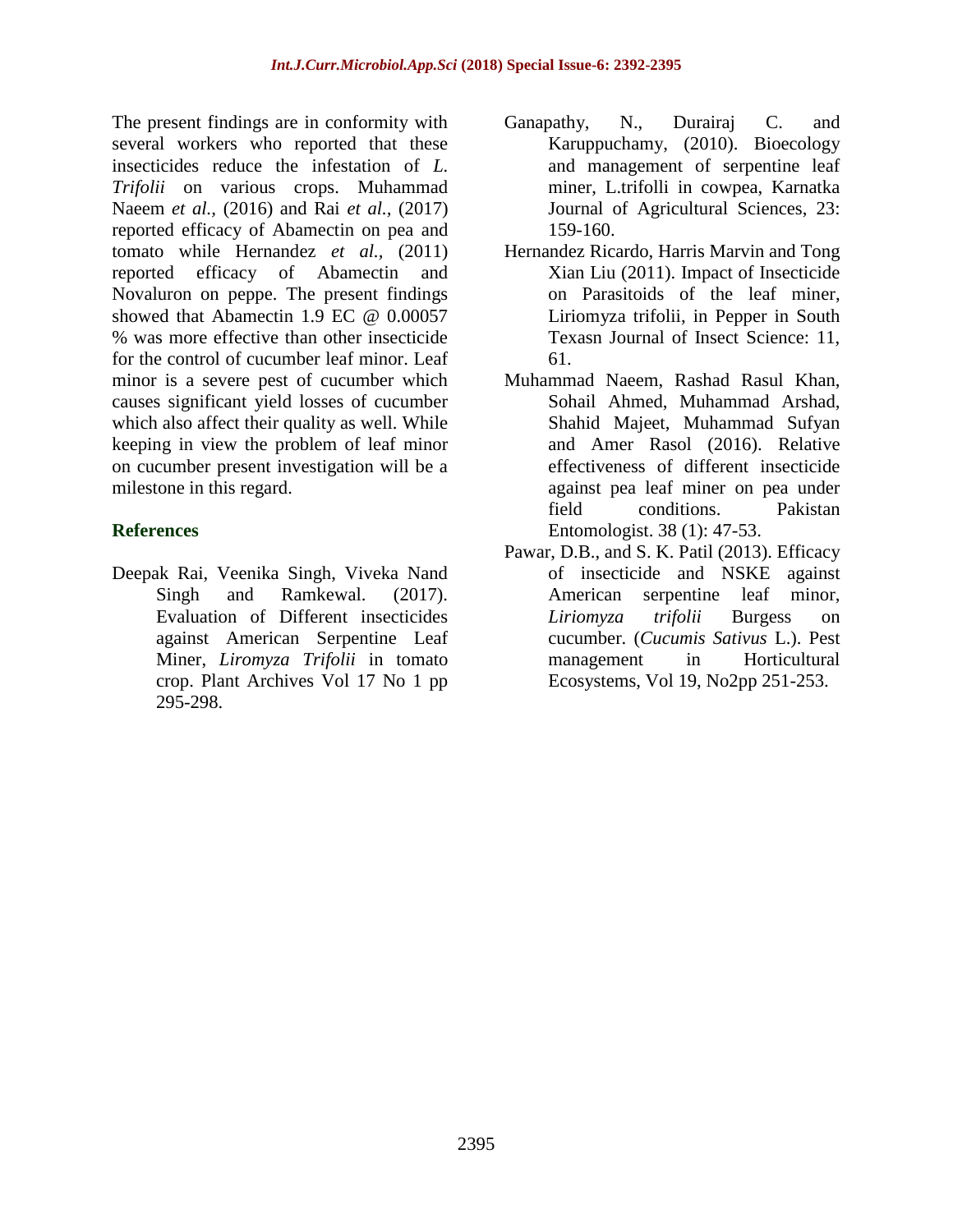The present findings are in conformity with several workers who reported that these insecticides reduce the infestation of *L. Trifolii* on various crops. Muhammad Naeem *et al.,* (2016) and Rai *et al.,* (2017) reported efficacy of Abamectin on pea and tomato while Hernandez *et al.,* (2011) reported efficacy of Abamectin and Novaluron on peppe. The present findings showed that Abamectin 1.9 EC @ 0.00057 % was more effective than other insecticide for the control of cucumber leaf minor. Leaf minor is a severe pest of cucumber which causes significant yield losses of cucumber which also affect their quality as well. While keeping in view the problem of leaf minor on cucumber present investigation will be a milestone in this regard.

## References

Deepak Rai, Veenika Singh, Viveka Nand Singh and Ramkewal. (2017). Evaluation of Different insecticides against American Serpentine Leaf Miner, *Liromyza Trifolii* in tomato crop. Plant Archives Vol 17 No 1 pp 295-298.

Ganapathy, N., Durairaj C. and Karuppuchamy, (2010). Bioecology and management of serpentine leaf miner, L.trifolli in cowpea, Karnatka Journal of Agricultural Sciences, 23: 159-160.

Hernandez Ricardo, Harris Marvin and Tong Xian Liu (2011). Impact of Insecticide on Parasitoids of the leaf miner, Liriomyza trifolii, in Pepper in South Texasn Journal of Insect Science: 11, 61.

Muhammad Naeem, Rashad Rasul Khan, Sohail Ahmed, Muhammad Arshad, Shahid Majeet, Muhammad Sufyan and Amer Rasol (2016). Relative effectiveness of different insecticide against pea leaf miner on pea under field conditions. Pakistan Entomologist. 38 (1): 47-53.

Pawar, D.B., and S. K. Patil (2013). Efficacy of insecticide and NSKE against American serpentine leaf minor, *Liriomyza trifolii* Burgess on cucumber. (*Cucumis Sativus* L.). Pest management in Horticultural Ecosystems, Vol 19, No2pp 251-253.